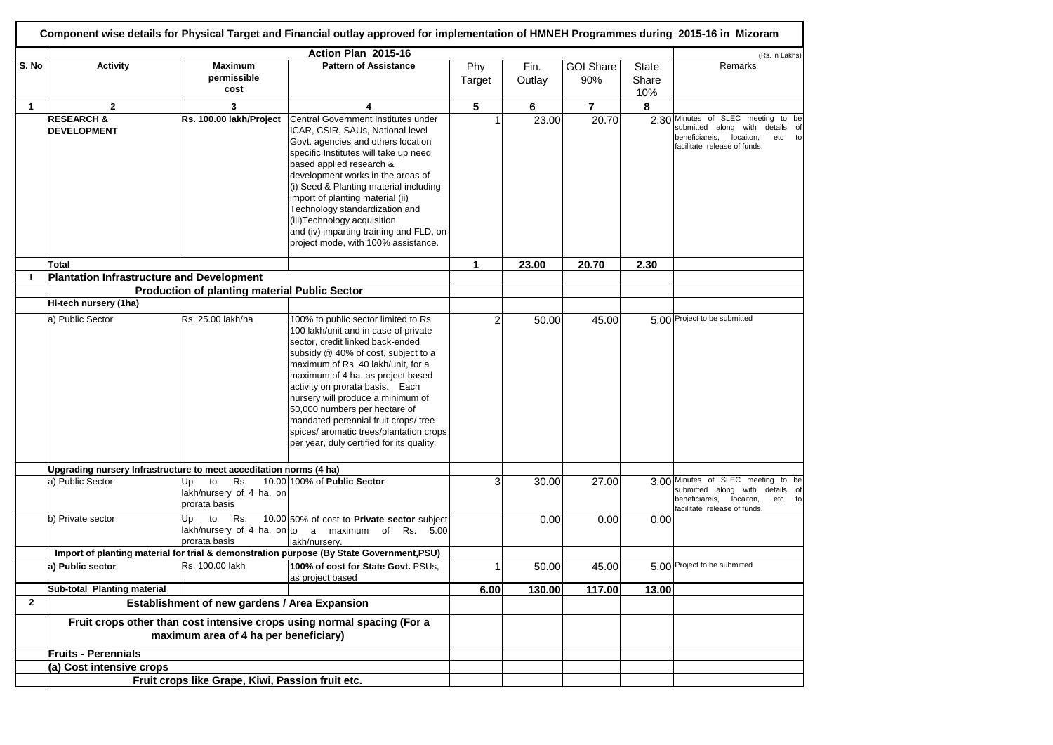# Component wise details for Physical Target and Financial outlay approved for implementation of HMNEH Programmes during 2015-16 in Mizoram

| | Action Plan 2015-16 | | | | | | | | (Rs. in Lakhs) |
|---|---|---|---|---|---|---|---|---|---|
| S. No | Activity | Maximum permissible cost | Pattern of Assistance | Phy Target | Fin. Outlay | GOI Share 90% | State Share 10% | Remarks |
| 1 | 2 | 3 | 4 | 5 | 6 | 7 | 8 | |
| | **RESEARCH & DEVELOPMENT** | **Rs. 100.00 lakh/Project** | Central Government Institutes under ICAR, CSIR, SAUs, National level Govt. agencies and others location specific Institutes will take up need based applied research & development works in the areas of (i) Seed & Planting material including import of planting material (ii) Technology standardization and (iii)Technology acquisition and (iv) imparting training and FLD, on project mode, with 100% assistance. | 1 | 23.00 | 20.70 | 2.30 | Minutes of SLEC meeting to be submitted along with details of beneficiareis, locaiton, etc to facilitate release of funds. |
| | **Total** | | | **1** | **23.00** | **20.70** | **2.30** | |
| I | **Plantation Infrastructure and Development** | | | | | | | |
| | **Production of planting material Public Sector** | | | | | | | |
| | **Hi-tech nursery (1ha)** | | | | | | | |
| | a) Public Sector | Rs. 25.00 lakh/ha | 100% to public sector limited to Rs 100 lakh/unit and in case of private sector, credit linked back-ended subsidy @ 40% of cost, subject to a maximum of Rs. 40 lakh/unit, for a maximum of 4 ha. as project based activity on prorata basis. Each nursery will produce a minimum of 50,000 numbers per hectare of mandated perennial fruit crops/ tree spices/ aromatic trees/plantation crops per year, duly certified for its quality. | 2 | 50.00 | 45.00 | 5.00 | Project to be submitted |
| | **Upgrading nursery Infrastructure to meet acceditation norms (4 ha)** | | | | | | | |
| | a) Public Sector | Up to Rs. 10.00 lakh/nursery of 4 ha, on prorata basis | 100% of **Public Sector** | 3 | 30.00 | 27.00 | 3.00 | Minutes of SLEC meeting to be submitted along with details of beneficiareis, locaiton, etc to facilitate release of funds. |
| | b) Private sector | Up to Rs. 10.00 lakh/nursery of 4 ha, on prorata basis | 50% of cost to **Private sector** subject to a maximum of Rs. 5.00 lakh/nursery. | | 0.00 | 0.00 | 0.00 | |
| | **Import of planting material for trial & demonstration purpose (By State Government,PSU)** | | | | | | | |
| | **a) Public sector** | Rs. 100.00 lakh | **100% of cost for State Govt.** PSUs, as project based | 1 | 50.00 | 45.00 | 5.00 | Project to be submitted |
| | **Sub-total Planting material** | | | **6.00** | **130.00** | **117.00** | **13.00** | |
| 2 | **Establishment of new gardens / Area Expansion** | | | | | | | |
| | **Fruit crops other than cost intensive crops using normal spacing (For a maximum area of 4 ha per beneficiary)** | | | | | | | |
| | **Fruits - Perennials** | | | | | | | |
| | **(a) Cost intensive crops** | | | | | | | |
| | **Fruit crops like Grape, Kiwi, Passion fruit etc.** | | | | | | | |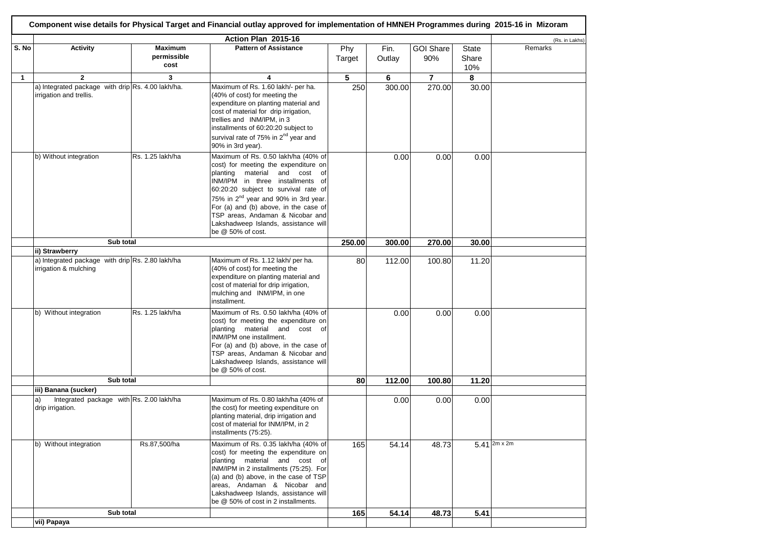**Component wise details for Physical Target and Financial outlay approved for implementation of HMNEH Programmes during 2015-16 in Mizoram**

**Action Plan 2015-16** (Rs. in Lakhs)

| S. No | Activity | Maximum permissible cost | Pattern of Assistance | Phy Target | Fin. Outlay | GOI Share 90% | State Share 10% | Remarks |
|---|---|---|---|---|---|---|---|---|
| 1 | 2 | 3 | 4 | 5 | 6 | 7 | 8 | |
| | a) Integrated package with drip irrigation and trellis. | Rs. 4.00 lakh/ha. | Maximum of Rs. 1.60 lakh/- per ha. (40% of cost) for meeting the expenditure on planting material and cost of material for drip irrigation, trellies and INM/IPM, in 3 installments of 60:20:20 subject to survival rate of 75% in 2nd year and 90% in 3rd year). | 250 | 300.00 | 270.00 | 30.00 | |
| | b) Without integration | Rs. 1.25 lakh/ha | Maximum of Rs. 0.50 lakh/ha (40% of cost) for meeting the expenditure on planting material and cost of INM/IPM in three installments of 60:20:20 subject to survival rate of 75% in 2nd year and 90% in 3rd year. For (a) and (b) above, in the case of TSP areas, Andaman & Nicobar and Lakshadweep Islands, assistance will be @ 50% of cost. | | 0.00 | 0.00 | 0.00 | |
| | **Sub total** | | | **250.00** | **300.00** | **270.00** | **30.00** | |
| | **ii) Strawberry** | | | | | | | |
| | a) Integrated package with drip irrigation & mulching | Rs. 2.80 lakh/ha | Maximum of Rs. 1.12 lakh/ per ha. (40% of cost) for meeting the expenditure on planting material and cost of material for drip irrigation, mulching and INM/IPM, in one installment. | 80 | 112.00 | 100.80 | 11.20 | |
| | b) Without integration | Rs. 1.25 lakh/ha | Maximum of Rs. 0.50 lakh/ha (40% of cost) for meeting the expenditure on planting material and cost of INM/IPM one installment. For (a) and (b) above, in the case of TSP areas, Andaman & Nicobar and Lakshadweep Islands, assistance will be @ 50% of cost. | | 0.00 | 0.00 | 0.00 | |
| | **Sub total** | | | **80** | **112.00** | **100.80** | **11.20** | |
| | **iii) Banana (sucker)** | | | | | | | |
| | a) Integrated package with drip irrigation. | Rs. 2.00 lakh/ha | Maximum of Rs. 0.80 lakh/ha (40% of the cost) for meeting expenditure on planting material, drip irrigation and cost of material for INM/IPM, in 2 installments (75:25). | | 0.00 | 0.00 | 0.00 | |
| | b) Without integration | Rs.87,500/ha | Maximum of Rs. 0.35 lakh/ha (40% of cost) for meeting the expenditure on planting material and cost of INM/IPM in 2 installments (75:25). For (a) and (b) above, in the case of TSP areas, Andaman & Nicobar and Lakshadweep Islands, assistance will be @ 50% of cost in 2 installments. | 165 | 54.14 | 48.73 | 5.41 | 2m x 2m |
| | **Sub total** | | | **165** | **54.14** | **48.73** | **5.41** | |
| | **vii) Papaya** | | | | | | | |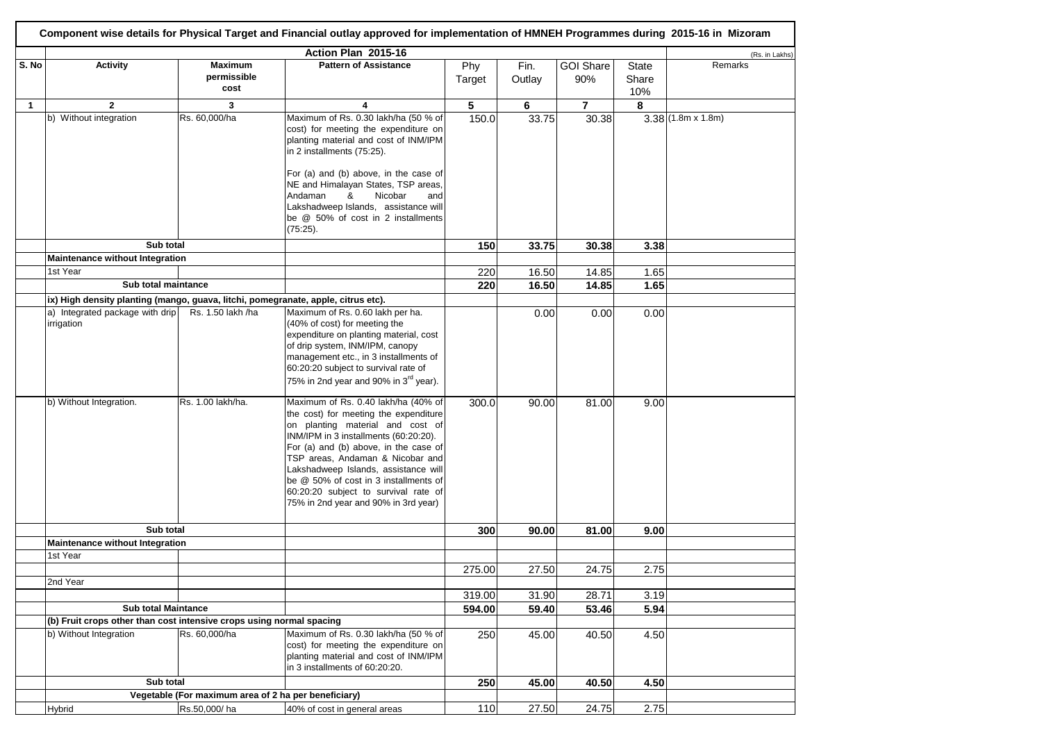**Component wise details for Physical Target and Financial outlay approved for implementation of HMNEH Programmes during 2015-16 in Mizoram**

| | Action Plan 2015-16 | | | | | | | | (Rs. in Lakhs) |
|---|---|---|---|---|---|---|---|---|---|
| S. No | Activity | Maximum permissible cost | Pattern of Assistance | Phy Target | Fin. Outlay | GOI Share 90% | State Share 10% | Remarks |
| 1 | 2 | 3 | 4 | 5 | 6 | 7 | 8 | |
| | b) Without integration | Rs. 60,000/ha | Maximum of Rs. 0.30 lakh/ha (50 % of cost) for meeting the expenditure on planting material and cost of INM/IPM in 2 installments (75:25). For (a) and (b) above, in the case of NE and Himalayan States, TSP areas, Andaman & Nicobar and Lakshadweep Islands, assistance will be @ 50% of cost in 2 installments (75:25). | 150.0 | 33.75 | 30.38 | 3.38 | (1.8m x 1.8m) |
| | **Sub total** | | | **150** | **33.75** | **30.38** | **3.38** | |
| | **Maintenance without Integration** | | | | | | | |
| | 1st Year | | | 220 | 16.50 | 14.85 | 1.65 | |
| | **Sub total maintance** | | | **220** | **16.50** | **14.85** | **1.65** | |
| | **ix) High density planting (mango, guava, litchi, pomegranate, apple, citrus etc).** | | | | | | | |
| | a) Integrated package with drip irrigation | Rs. 1.50 lakh /ha | Maximum of Rs. 0.60 lakh per ha. (40% of cost) for meeting the expenditure on planting material, cost of drip system, INM/IPM, canopy management etc., in 3 installments of 60:20:20 subject to survival rate of 75% in 2nd year and 90% in 3rd year). | | 0.00 | 0.00 | 0.00 | |
| | b) Without Integration. | Rs. 1.00 lakh/ha. | Maximum of Rs. 0.40 lakh/ha (40% of the cost) for meeting the expenditure on planting material and cost of INM/IPM in 3 installments (60:20:20). For (a) and (b) above, in the case of TSP areas, Andaman & Nicobar and Lakshadweep Islands, assistance will be @ 50% of cost in 3 installments of 60:20:20 subject to survival rate of 75% in 2nd year and 90% in 3rd year) | 300.0 | 90.00 | 81.00 | 9.00 | |
| | **Sub total** | | | **300** | **90.00** | **81.00** | **9.00** | |
| | **Maintenance without Integration** | | | | | | | |
| | 1st Year | | | | | | | |
| | | | | 275.00 | 27.50 | 24.75 | 2.75 | |
| | 2nd Year | | | | | | | |
| | | | | 319.00 | 31.90 | 28.71 | 3.19 | |
| | **Sub total Maintance** | | | **594.00** | **59.40** | **53.46** | **5.94** | |
| | **(b) Fruit crops other than cost intensive crops using normal spacing** | | | | | | | |
| | b) Without Integration | Rs. 60,000/ha | Maximum of Rs. 0.30 lakh/ha (50 % of cost) for meeting the expenditure on planting material and cost of INM/IPM in 3 installments of 60:20:20. | 250 | 45.00 | 40.50 | 4.50 | |
| | **Sub total** | | | **250** | **45.00** | **40.50** | **4.50** | |
| | **Vegetable (For maximum area of 2 ha per beneficiary)** | | | | | | | |
| | Hybrid | Rs.50,000/ ha | 40% of cost in general areas | 110 | 27.50 | 24.75 | 2.75 | |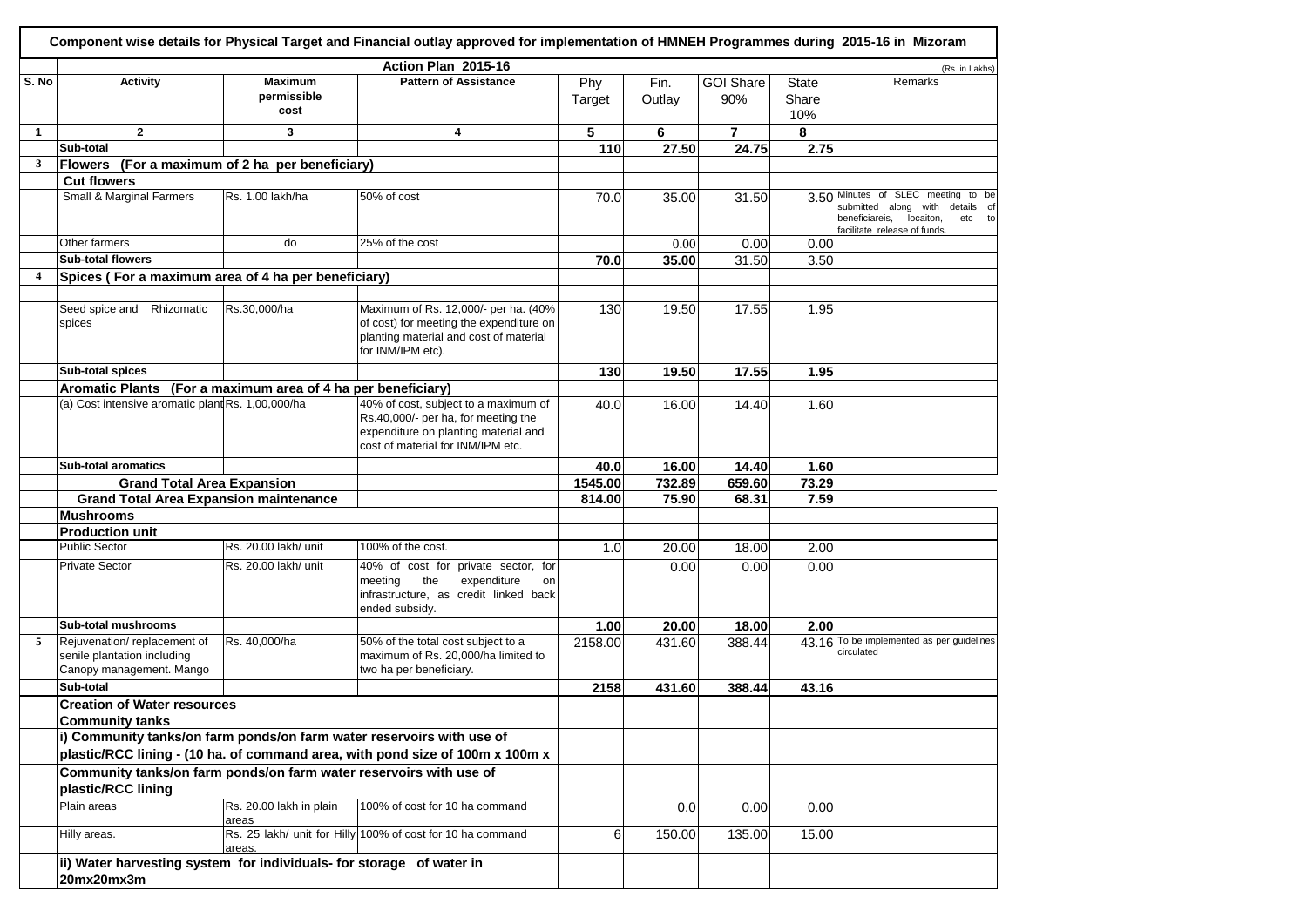**Component wise details for Physical Target and Financial outlay approved for implementation of HMNEH Programmes during 2015-16 in Mizoram**

| | | | Action Plan 2015-16 | | | | | (Rs. in Lakhs) |
|---|---|---|---|---|---|---|---|---|
| S. No | Activity | Maximum permissible cost | Pattern of Assistance | Phy Target | Fin. Outlay | GOI Share 90% | State Share 10% | Remarks |
| 1 | 2 | 3 | 4 | 5 | 6 | 7 | 8 | |
| | Sub-total | | | 110 | 27.50 | 24.75 | 2.75 | |
| 3 | Flowers (For a maximum of 2 ha per beneficiary) | | | | | | | |
| | Cut flowers | | | | | | | |
| | Small & Marginal Farmers | Rs. 1.00 lakh/ha | 50% of cost | 70.0 | 35.00 | 31.50 | 3.50 | Minutes of SLEC meeting to be submitted along with details of beneficiareis, locaiton, etc to facilitate release of funds. |
| | Other farmers | do | 25% of the cost | | 0.00 | 0.00 | 0.00 | |
| | Sub-total flowers | | | 70.0 | 35.00 | 31.50 | 3.50 | |
| 4 | Spices ( For a maximum area of 4 ha per beneficiary) | | | | | | | |
| | Seed spice and Rhizomatic spices | Rs.30,000/ha | Maximum of Rs. 12,000/- per ha. (40% of cost) for meeting the expenditure on planting material and cost of material for INM/IPM etc). | 130 | 19.50 | 17.55 | 1.95 | |
| | Sub-total spices | | | 130 | 19.50 | 17.55 | 1.95 | |
| | Aromatic Plants (For a maximum area of 4 ha per beneficiary) | | | | | | | |
| | (a) Cost intensive aromatic plant | Rs. 1,00,000/ha | 40% of cost, subject to a maximum of Rs.40,000/- per ha, for meeting the expenditure on planting material and cost of material for INM/IPM etc. | 40.0 | 16.00 | 14.40 | 1.60 | |
| | Sub-total aromatics | | | 40.0 | 16.00 | 14.40 | 1.60 | |
| | Grand Total Area Expansion | | | 1545.00 | 732.89 | 659.60 | 73.29 | |
| | Grand Total Area Expansion maintenance | | | 814.00 | 75.90 | 68.31 | 7.59 | |
| | Mushrooms | | | | | | | |
| | Production unit | | | | | | | |
| | Public Sector | Rs. 20.00 lakh/ unit | 100% of the cost. | 1.0 | 20.00 | 18.00 | 2.00 | |
| | Private Sector | Rs. 20.00 lakh/ unit | 40% of cost for private sector, for meeting the expenditure on infrastructure, as credit linked back ended subsidy. | | 0.00 | 0.00 | 0.00 | |
| | Sub-total mushrooms | | | 1.00 | 20.00 | 18.00 | 2.00 | |
| 5 | Rejuvenation/ replacement of senile plantation including Canopy management. Mango | Rs. 40,000/ha | 50% of the total cost subject to a maximum of Rs. 20,000/ha limited to two ha per beneficiary. | 2158.00 | 431.60 | 388.44 | 43.16 | To be implemented as per guidelines circulated |
| | Sub-total | | | 2158 | 431.60 | 388.44 | 43.16 | |
| | Creation of Water resources | | | | | | | |
| | Community tanks | | | | | | | |
| | i) Community tanks/on farm ponds/on farm water reservoirs with use of plastic/RCC lining - (10 ha. of command area, with pond size of 100m x 100m x | | | | | | | |
| | Community tanks/on farm ponds/on farm water reservoirs with use of plastic/RCC lining | | | | | | | |
| | Plain areas | Rs. 20.00 lakh in plain areas | 100% of cost for 10 ha command | | 0.0 | 0.00 | 0.00 | |
| | Hilly areas. | Rs. 25 lakh/ unit for Hilly areas. | 100% of cost for 10 ha command | 6 | 150.00 | 135.00 | 15.00 | |
| | ii) Water harvesting system for individuals- for storage of water in 20mx20mx3m | | | | | | | |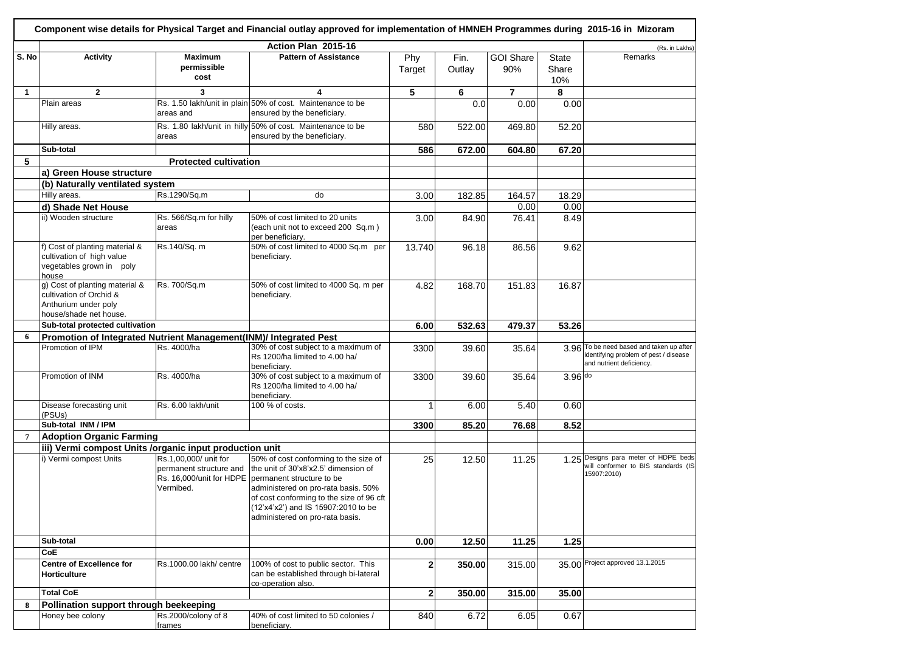**Component wise details for Physical Target and Financial outlay approved for implementation of HMNEH Programmes during 2015-16 in Mizoram**

| | | | Action Plan 2015-16 | | | | | (Rs. in Lakhs) |
|---|---|---|---|---|---|---|---|---|
| S. No | Activity | Maximum permissible cost | Pattern of Assistance | Phy Target | Fin. Outlay | GOI Share 90% | State Share 10% | Remarks |
| 1 | 2 | 3 | 4 | 5 | 6 | 7 | 8 | |
| | Plain areas | Rs. 1.50 lakh/unit in plain areas and | 50% of cost. Maintenance to be ensured by the beneficiary. | | 0.0 | 0.00 | 0.00 | |
| | Hilly areas. | Rs. 1.80 lakh/unit in hilly areas | 50% of cost. Maintenance to be ensured by the beneficiary. | 580 | 522.00 | 469.80 | 52.20 | |
| | **Sub-total** | | | **586** | **672.00** | **604.80** | **67.20** | |
| **5** | | **Protected cultivation** | | | | | | |
| | **a) Green House structure** | | | | | | | |
| | **(b) Naturally ventilated system** | | | | | | | |
| | Hilly areas. | Rs.1290/Sq.m | do | 3.00 | 182.85 | 164.57 | 18.29 | |
| | **d) Shade Net House** | | | | | 0.00 | 0.00 | |
| | ii) Wooden structure | Rs. 566/Sq.m for hilly areas | 50% of cost limited to 20 units (each unit not to exceed 200 Sq.m ) per beneficiary. | 3.00 | 84.90 | 76.41 | 8.49 | |
| | f) Cost of planting material & cultivation of high value vegetables grown in poly house | Rs.140/Sq. m | 50% of cost limited to 4000 Sq.m per beneficiary. | 13.740 | 96.18 | 86.56 | 9.62 | |
| | g) Cost of planting material & cultivation of Orchid & Anthurium under poly house/shade net house. | Rs. 700/Sq.m | 50% of cost limited to 4000 Sq. m per beneficiary. | 4.82 | 168.70 | 151.83 | 16.87 | |
| | **Sub-total protected cultivation** | | | **6.00** | **532.63** | **479.37** | **53.26** | |
| **6** | **Promotion of Integrated Nutrient Management(INM)/ Integrated Pest** | | | | | | | |
| | Promotion of IPM | Rs. 4000/ha | 30% of cost subject to a maximum of Rs 1200/ha limited to 4.00 ha/ beneficiary. | 3300 | 39.60 | 35.64 | 3.96 | To be need based and taken up after identifying problem of pest / disease and nutrient deficiency. |
| | Promotion of INM | Rs. 4000/ha | 30% of cost subject to a maximum of Rs 1200/ha limited to 4.00 ha/ beneficiary. | 3300 | 39.60 | 35.64 | 3.96 | do |
| | Disease forecasting unit (PSUs) | Rs. 6.00 lakh/unit | 100 % of costs. | 1 | 6.00 | 5.40 | 0.60 | |
| | **Sub-total INM / IPM** | | | **3300** | **85.20** | **76.68** | **8.52** | |
| **7** | **Adoption Organic Farming** | | | | | | | |
| | **iii) Vermi compost Units /organic input production unit** | | | | | | | |
| | i) Vermi compost Units | Rs.1,00,000/ unit for permanent structure and Rs. 16,000/unit for HDPE Vermibed. | 50% of cost conforming to the size of the unit of 30'x8'x2.5' dimension of permanent structure to be administered on pro-rata basis. 50% of cost conforming to the size of 96 cft (12'x4'x2') and IS 15907:2010 to be administered on pro-rata basis. | 25 | 12.50 | 11.25 | 1.25 | Designs para meter of HDPE beds will conformer to BIS standards (IS 15907:2010) |
| | **Sub-total** | | | **0.00** | **12.50** | **11.25** | **1.25** | |
| | **CoE** | | | | | | | |
| | **Centre of Excellence for Horticulture** | Rs.1000.00 lakh/ centre | 100% of cost to public sector. This can be established through bi-lateral co-operation also. | **2** | **350.00** | 315.00 | 35.00 | Project approved 13.1.2015 |
| | **Total CoE** | | | **2** | **350.00** | **315.00** | **35.00** | |
| **8** | **Pollination support through beekeeping** | | | | | | | |
| | Honey bee colony | Rs.2000/colony of 8 frames | 40% of cost limited to 50 colonies / beneficiary. | 840 | 6.72 | 6.05 | 0.67 | |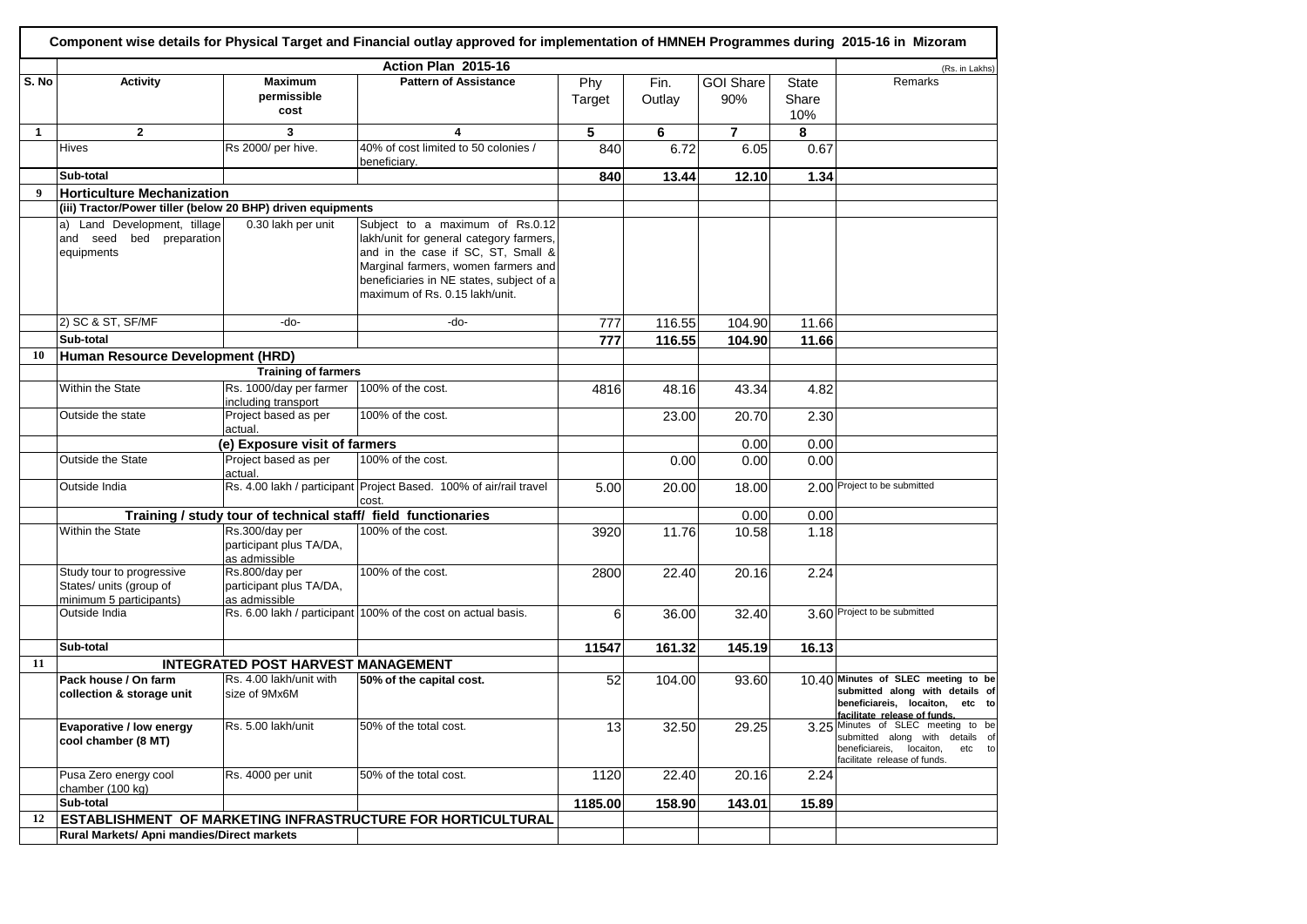**Component wise details for Physical Target and Financial outlay approved for implementation of HMNEH Programmes during 2015-16 in Mizoram**

| S. No | Action Plan 2015-16 | | | | | | | | (Rs. in Lakhs) |
|---|---|---|---|---|---|---|---|---|---|
| S. No | Activity | Maximum permissible cost | Pattern of Assistance | Phy Target | Fin. Outlay | GOI Share 90% | State Share 10% | Remarks |
| 1 | 2 | 3 | 4 | 5 | 6 | 7 | 8 | |
| | Hives | Rs 2000/ per hive. | 40% of cost limited to 50 colonies / beneficiary. | 840 | 6.72 | 6.05 | 0.67 | |
| | **Sub-total** | | | **840** | **13.44** | **12.10** | **1.34** | |
| 9 | **Horticulture Mechanization** | | | | | | | |
| | **(iii) Tractor/Power tiller (below 20 BHP) driven equipments** | | | | | | | |
| | a) Land Development, tillage and seed bed preparation equipments | 0.30 lakh per unit | Subject to a maximum of Rs.0.12 lakh/unit for general category farmers, and in the case if SC, ST, Small & Marginal farmers, women farmers and beneficiaries in NE states, subject of a maximum of Rs. 0.15 lakh/unit. | | | | | |
| | 2) SC & ST, SF/MF | -do- | -do- | 777 | 116.55 | 104.90 | 11.66 | |
| | **Sub-total** | | | **777** | **116.55** | **104.90** | **11.66** | |
| 10 | **Human Resource Development (HRD)** | | | | | | | |
| | | **Training of farmers** | | | | | | |
| | Within the State | Rs. 1000/day per farmer including transport | 100% of the cost. | 4816 | 48.16 | 43.34 | 4.82 | |
| | Outside the state | Project based as per actual. | 100% of the cost. | | 23.00 | 20.70 | 2.30 | |
| | | **(e) Exposure visit of farmers** | | | | 0.00 | 0.00 | |
| | Outside the State | Project based as per actual. | 100% of the cost. | | 0.00 | 0.00 | 0.00 | |
| | Outside India | Rs. 4.00 lakh / participant | Project Based. 100% of air/rail travel cost. | 5.00 | 20.00 | 18.00 | 2.00 | Project to be submitted |
| | | **Training / study tour of technical staff/ field functionaries** | | | | 0.00 | 0.00 | |
| | Within the State | Rs.300/day per participant plus TA/DA, as admissible | 100% of the cost. | 3920 | 11.76 | 10.58 | 1.18 | |
| | Study tour to progressive States/ units (group of minimum 5 participants) | Rs.800/day per participant plus TA/DA, as admissible | 100% of the cost. | 2800 | 22.40 | 20.16 | 2.24 | |
| | Outside India | Rs. 6.00 lakh / participant | 100% of the cost on actual basis. | 6 | 36.00 | 32.40 | 3.60 | Project to be submitted |
| | **Sub-total** | | | **11547** | **161.32** | **145.19** | **16.13** | |
| 11 | | **INTEGRATED POST HARVEST MANAGEMENT** | | | | | | |
| | **Pack house / On farm collection & storage unit** | Rs. 4.00 lakh/unit with size of 9Mx6M | **50% of the capital cost.** | 52 | 104.00 | 93.60 | 10.40 | **Minutes of SLEC meeting to be submitted along with details of beneficiareis, locaiton, etc to facilitate release of funds.** |
| | **Evaporative / low energy cool chamber (8 MT)** | Rs. 5.00 lakh/unit | 50% of the total cost. | 13 | 32.50 | 29.25 | 3.25 | Minutes of SLEC meeting to be submitted along with details of beneficiareis, locaiton, etc to facilitate release of funds. |
| | Pusa Zero energy cool chamber (100 kg) | Rs. 4000 per unit | 50% of the total cost. | 1120 | 22.40 | 20.16 | 2.24 | |
| | **Sub-total** | | | **1185.00** | **158.90** | **143.01** | **15.89** | |
| 12 | **ESTABLISHMENT OF MARKETING INFRASTRUCTURE FOR HORTICULTURAL** | | | | | | | |
| | **Rural Markets/ Apni mandies/Direct markets** | | | | | | | |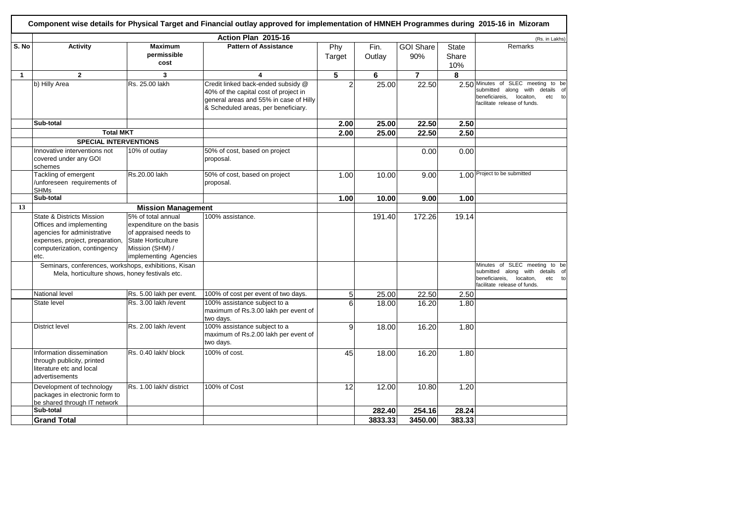## Component wise details for Physical Target and Financial outlay approved for implementation of HMNEH Programmes during 2015-16 in Mizoram

| | Action Plan 2015-16 | | | | | | | (Rs. in Lakhs) |
|---|---|---|---|---|---|---|---|---|
| S. No | Activity | Maximum permissible cost | Pattern of Assistance | Phy Target | Fin. Outlay | GOI Share 90% | State Share 10% | Remarks |
| 1 | 2 | 3 | 4 | 5 | 6 | 7 | 8 | |
| | b) Hilly Area | Rs. 25.00 lakh | Credit linked back-ended subsidy @ 40% of the capital cost of project in general areas and 55% in case of Hilly & Scheduled areas, per beneficiary. | 2 | 25.00 | 22.50 | 2.50 | Minutes of SLEC meeting to be submitted along with details of beneficiareis, locaiton, etc to facilitate release of funds. |
| | Sub-total | | | 2.00 | 25.00 | 22.50 | 2.50 | |
| | Total MKT | | | 2.00 | 25.00 | 22.50 | 2.50 | |
| | SPECIAL INTERVENTIONS | | | | | | | |
| | Innovative interventions not covered under any GOI schemes | 10% of outlay | 50% of cost, based on project proposal. | | | 0.00 | 0.00 | |
| | Tackling of emergent /unforeseen requirements of SHMs | Rs.20.00 lakh | 50% of cost, based on project proposal. | 1.00 | 10.00 | 9.00 | 1.00 | Project to be submitted |
| | Sub-total | | | 1.00 | 10.00 | 9.00 | 1.00 | |
| 13 | Mission Management | | | | | | | |
| | State & Districts Mission Offices and implementing agencies for administrative expenses, project, preparation, computerization, contingency etc. | 5% of total annual expenditure on the basis of appraised needs to State Horticulture Mission (SHM) / implementing Agencies | 100% assistance. | | 191.40 | 172.26 | 19.14 | |
| | Seminars, conferences, workshops, exhibitions, Kisan Mela, horticulture shows, honey festivals etc. | | | | | | | Minutes of SLEC meeting to be submitted along with details of beneficiareis, locaiton, etc to facilitate release of funds. |
| | National level | Rs. 5.00 lakh per event. | 100% of cost per event of two days. | 5 | 25.00 | 22.50 | 2.50 | |
| | State level | Rs. 3.00 lakh /event | 100% assistance subject to a maximum of Rs.3.00 lakh per event of two days. | 6 | 18.00 | 16.20 | 1.80 | |
| | District level | Rs. 2.00 lakh /event | 100% assistance subject to a maximum of Rs.2.00 lakh per event of two days. | 9 | 18.00 | 16.20 | 1.80 | |
| | Information dissemination through publicity, printed literature etc and local advertisements | Rs. 0.40 lakh/ block | 100% of cost. | 45 | 18.00 | 16.20 | 1.80 | |
| | Development of technology packages in electronic form to be shared through IT network | Rs. 1.00 lakh/ district | 100% of Cost | 12 | 12.00 | 10.80 | 1.20 | |
| | Sub-total | | | | 282.40 | 254.16 | 28.24 | |
| | Grand Total | | | | 3833.33 | 3450.00 | 383.33 | |